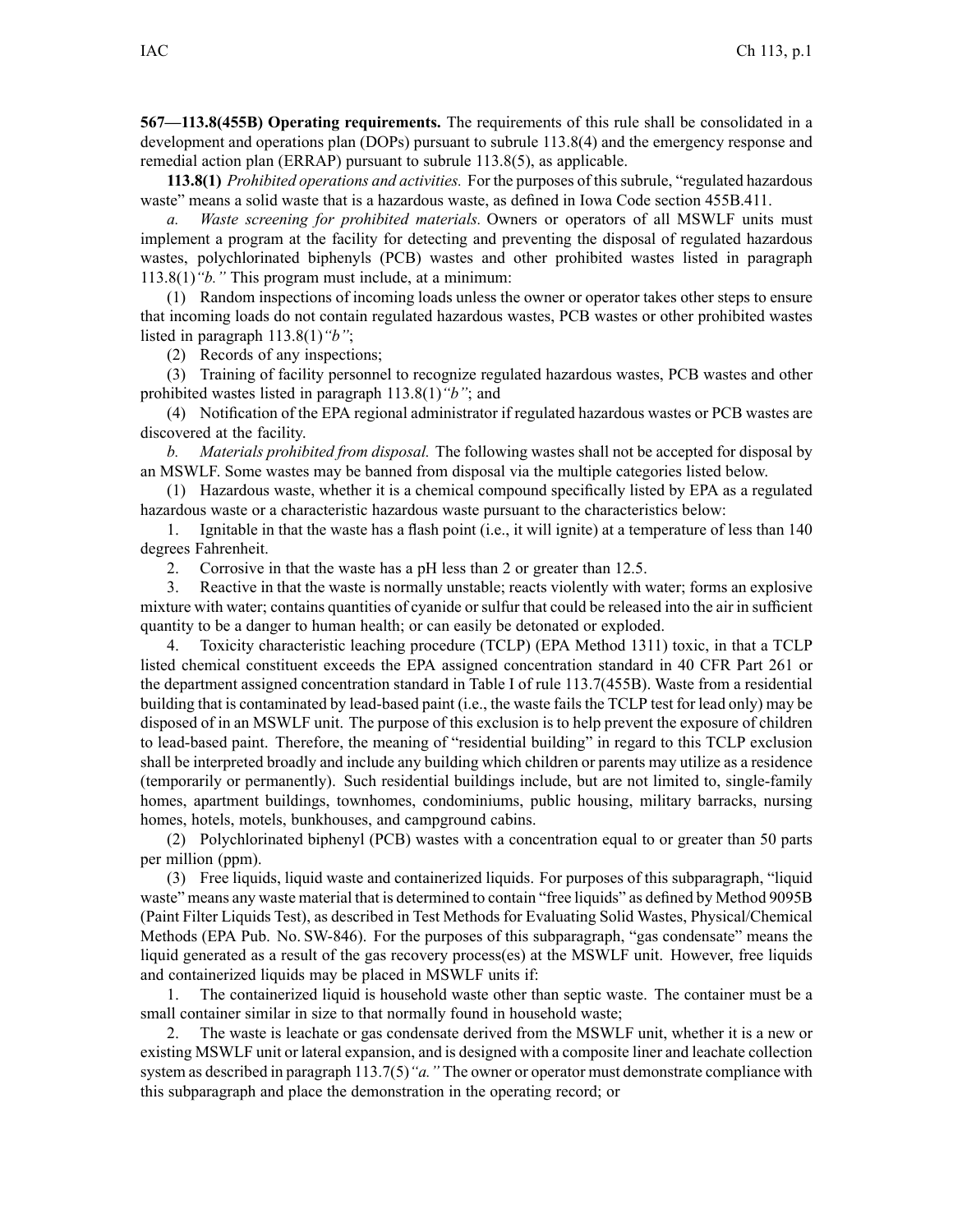**567—113.8(455B) Operating requirements.** The requirements of this rule shall be consolidated in a development and operations plan (DOPs) pursuant to subrule 113.8(4) and the emergency response and remedial action plan (ERRAP) pursuant to subrule 113.8(5), as applicable.

**113.8(1)** *Prohibited operations and activities.* For the purposes of this subrule, "regulated hazardous waste" means a solid waste that is a hazardous waste, as defined in Iowa Code section 455B.411.

*a. Waste screening for prohibited materials.* Owners or operators of all MSWLF units must implement a program at the facility for detecting and preventing the disposal of regulated hazardous wastes, polychlorinated biphenyls (PCB) wastes and other prohibited wastes listed in paragraph 113.8(1)*"b."* This program must include, at a minimum:

(1) Random inspections of incoming loads unless the owner or operator takes other steps to ensure that incoming loads do not contain regulated hazardous wastes, PCB wastes or other prohibited wastes listed in paragraph 113.8(1)*"b"*;

(2) Records of any inspections;

(3) Training of facility personnel to recognize regulated hazardous wastes, PCB wastes and other prohibited wastes listed in paragraph 113.8(1)*"b"*; and

(4) Notification of the EPA regional administrator if regulated hazardous wastes or PCB wastes are discovered at the facility.

*b. Materials prohibited from disposal.* The following wastes shall not be accepted for disposal by an MSWLF. Some wastes may be banned from disposal via the multiple categories listed below.

(1) Hazardous waste, whether it is a chemical compound specifically listed by EPA as a regulated hazardous waste or a characteristic hazardous waste pursuant to the characteristics below:

1. Ignitable in that the waste has a flash point (i.e., it will ignite) at a temperature of less than 140 degrees Fahrenheit.

2. Corrosive in that the waste has a pH less than 2 or greater than 12.5.

3. Reactive in that the waste is normally unstable; reacts violently with water; forms an explosive mixture with water; contains quantities of cyanide or sulfur that could be released into the air in sufficient quantity to be a danger to human health; or can easily be detonated or exploded.

4. Toxicity characteristic leaching procedure (TCLP) (EPA Method 1311) toxic, in that a TCLP listed chemical constituent exceeds the EPA assigned concentration standard in 40 CFR Part 261 or the department assigned concentration standard in Table I of rule 113.7(455B). Waste from a residential building that is contaminated by lead-based paint (i.e., the waste fails the TCLP test for lead only) may be disposed of in an MSWLF unit. The purpose of this exclusion is to help prevent the exposure of children to lead-based paint. Therefore, the meaning of "residential building" in regard to this TCLP exclusion shall be interpreted broadly and include any building which children or parents may utilize as a residence (temporarily or permanently). Such residential buildings include, but are not limited to, single-family homes, apartment buildings, townhomes, condominiums, public housing, military barracks, nursing homes, hotels, motels, bunkhouses, and campground cabins.

(2) Polychlorinated biphenyl (PCB) wastes with a concentration equal to or greater than 50 parts per million (ppm).

(3) Free liquids, liquid waste and containerized liquids. For purposes of this subparagraph, "liquid waste" means any waste material that is determined to contain "free liquids" as defined by Method 9095B (Paint Filter Liquids Test), as described in Test Methods for Evaluating Solid Wastes, Physical/Chemical Methods (EPA Pub. No. SW-846). For the purposes of this subparagraph, "gas condensate" means the liquid generated as a result of the gas recovery process(es) at the MSWLF unit. However, free liquids and containerized liquids may be placed in MSWLF units if:

1. The containerized liquid is household waste other than septic waste. The container must be a small container similar in size to that normally found in household waste;

2. The waste is leachate or gas condensate derived from the MSWLF unit, whether it is a new or existing MSWLF unit or lateral expansion, and is designed with a composite liner and leachate collection system as described in paragraph 113.7(5)*"a."* The owner or operator must demonstrate compliance with this subparagraph and place the demonstration in the operating record; or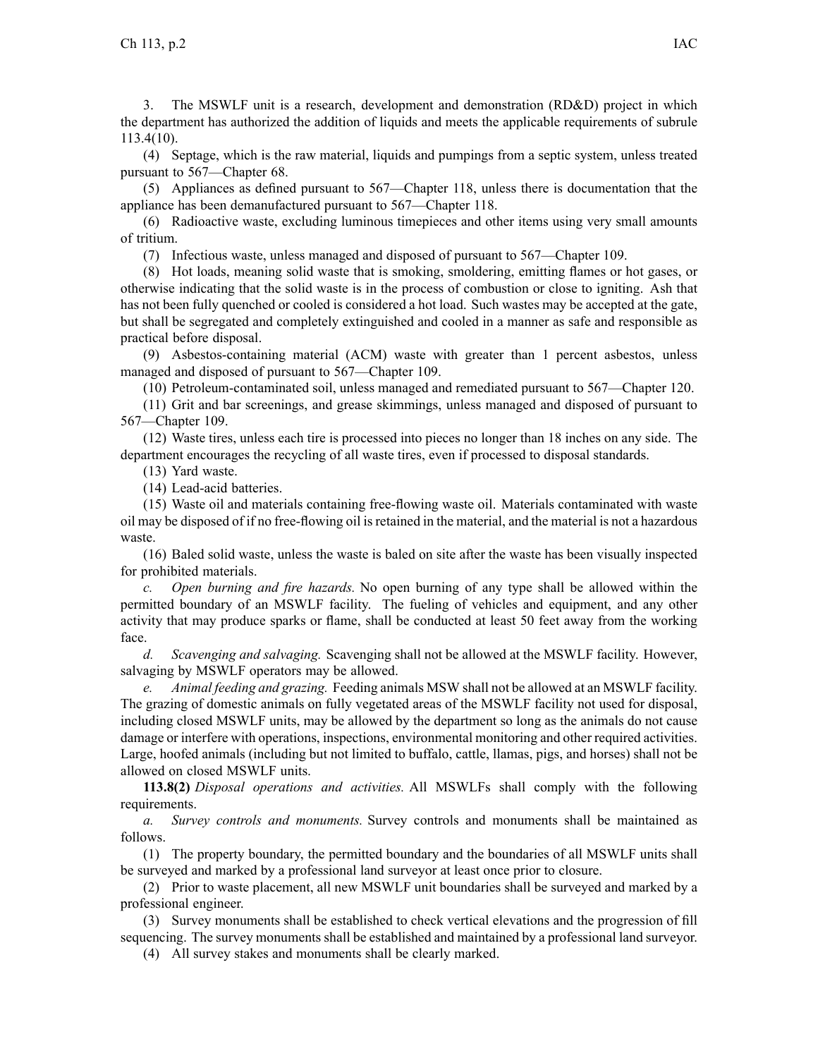3. The MSWLF unit is a research, development and demonstration (RD&D) project in which the department has authorized the addition of liquids and meets the applicable requirements of subrule 113.4(10).

(4) Septage, which is the raw material, liquids and pumpings from a septic system, unless treated pursuant to 567—Chapter 68.

(5) Appliances as defined pursuant to 567—Chapter 118, unless there is documentation that the appliance has been demanufactured pursuant to 567—Chapter 118.

(6) Radioactive waste, excluding luminous timepieces and other items using very small amounts of tritium.

(7) Infectious waste, unless managed and disposed of pursuant to 567—Chapter 109.

(8) Hot loads, meaning solid waste that is smoking, smoldering, emitting flames or hot gases, or otherwise indicating that the solid waste is in the process of combustion or close to igniting. Ash that has not been fully quenched or cooled is considered a hot load. Such wastes may be accepted at the gate, but shall be segregated and completely extinguished and cooled in a manner as safe and responsible as practical before disposal.

(9) Asbestos-containing material (ACM) waste with greater than 1 percent asbestos, unless managed and disposed of pursuant to 567—Chapter 109.

(10) Petroleum-contaminated soil, unless managed and remediated pursuant to 567—Chapter 120.

(11) Grit and bar screenings, and grease skimmings, unless managed and disposed of pursuant to 567—Chapter 109.

(12) Waste tires, unless each tire is processed into pieces no longer than 18 inches on any side. The department encourages the recycling of all waste tires, even if processed to disposal standards.

(13) Yard waste.

(14) Lead-acid batteries.

(15) Waste oil and materials containing free-flowing waste oil. Materials contaminated with waste oil may be disposed of if no free-flowing oil is retained in the material, and the material is not a hazardous waste.

(16) Baled solid waste, unless the waste is baled on site after the waste has been visually inspected for prohibited materials.

*c. Open burning and fire hazards.* No open burning of any type shall be allowed within the permitted boundary of an MSWLF facility. The fueling of vehicles and equipment, and any other activity that may produce sparks or flame, shall be conducted at least 50 feet away from the working face.

*d. Scavenging and salvaging.* Scavenging shall not be allowed at the MSWLF facility. However, salvaging by MSWLF operators may be allowed.

*e. Animal feeding and grazing.* Feeding animals MSW shall not be allowed at an MSWLF facility. The grazing of domestic animals on fully vegetated areas of the MSWLF facility not used for disposal, including closed MSWLF units, may be allowed by the department so long as the animals do not cause damage or interfere with operations, inspections, environmental monitoring and other required activities. Large, hoofed animals (including but not limited to buffalo, cattle, llamas, pigs, and horses) shall not be allowed on closed MSWLF units.

**113.8(2)** *Disposal operations and activities.* All MSWLFs shall comply with the following requirements.

*a. Survey controls and monuments.* Survey controls and monuments shall be maintained as follows.

(1) The property boundary, the permitted boundary and the boundaries of all MSWLF units shall be surveyed and marked by a professional land surveyor at least once prior to closure.

(2) Prior to waste placement, all new MSWLF unit boundaries shall be surveyed and marked by a professional engineer.

(3) Survey monuments shall be established to check vertical elevations and the progression of fill sequencing. The survey monuments shall be established and maintained by a professional land surveyor.

(4) All survey stakes and monuments shall be clearly marked.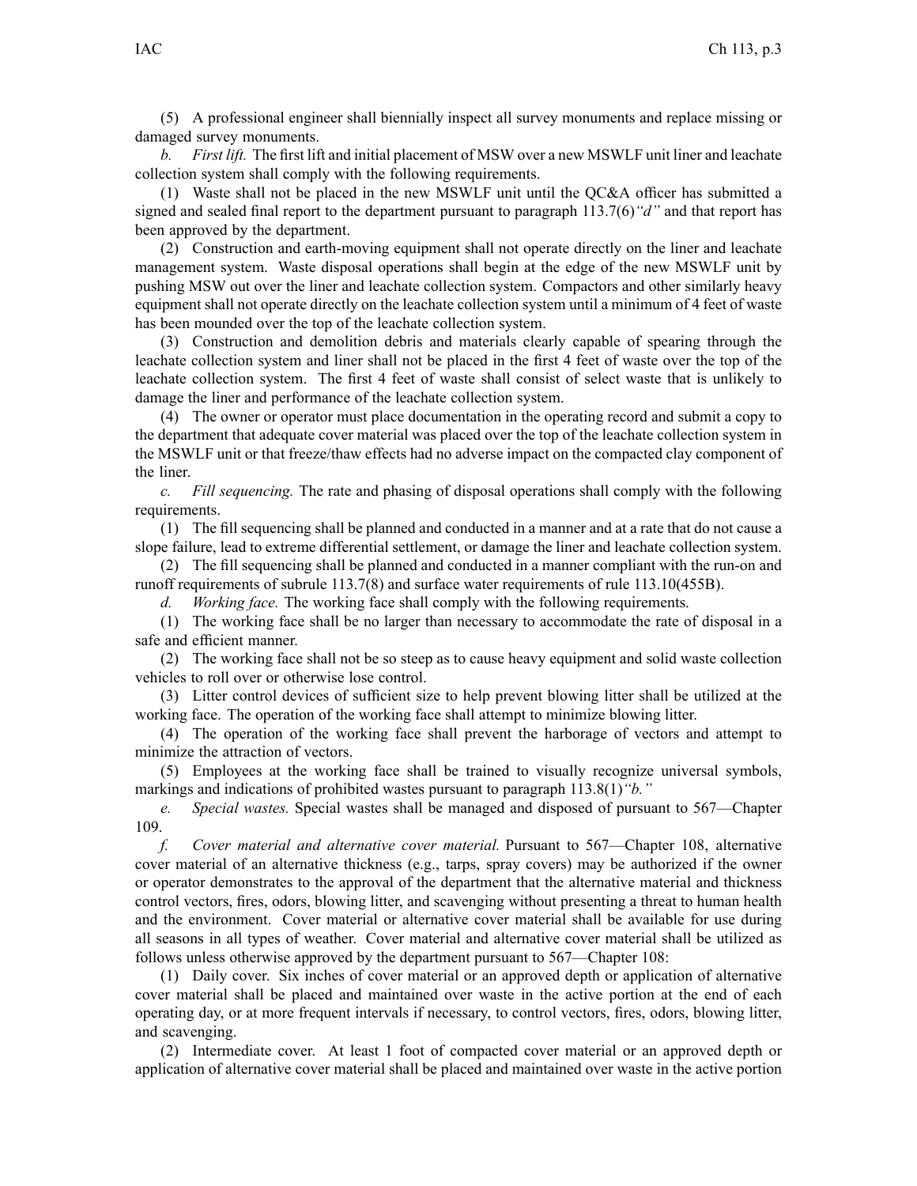(5) A professional engineer shall biennially inspect all survey monuments and replace missing or damaged survey monuments.

*b. First lift.* The first lift and initial placement of MSW over a new MSWLF unit liner and leachate collection system shall comply with the following requirements.

(1) Waste shall not be placed in the new MSWLF unit until the QC&A officer has submitted a signed and sealed final report to the department pursuant to paragraph 113.7(6)*"d"* and that report has been approved by the department.

(2) Construction and earth-moving equipment shall not operate directly on the liner and leachate management system. Waste disposal operations shall begin at the edge of the new MSWLF unit by pushing MSW out over the liner and leachate collection system. Compactors and other similarly heavy equipment shall not operate directly on the leachate collection system until a minimum of 4 feet of waste has been mounded over the top of the leachate collection system.

(3) Construction and demolition debris and materials clearly capable of spearing through the leachate collection system and liner shall not be placed in the first 4 feet of waste over the top of the leachate collection system. The first 4 feet of waste shall consist of select waste that is unlikely to damage the liner and performance of the leachate collection system.

(4) The owner or operator must place documentation in the operating record and submit a copy to the department that adequate cover material was placed over the top of the leachate collection system in the MSWLF unit or that freeze/thaw effects had no adverse impact on the compacted clay component of the liner.

*c. Fill sequencing.* The rate and phasing of disposal operations shall comply with the following requirements.

(1) The fill sequencing shall be planned and conducted in a manner and at a rate that do not cause a slope failure, lead to extreme differential settlement, or damage the liner and leachate collection system.

(2) The fill sequencing shall be planned and conducted in a manner compliant with the run-on and runoff requirements of subrule 113.7(8) and surface water requirements of rule 113.10(455B).

*d. Working face.* The working face shall comply with the following requirements.

(1) The working face shall be no larger than necessary to accommodate the rate of disposal in a safe and efficient manner.

(2) The working face shall not be so steep as to cause heavy equipment and solid waste collection vehicles to roll over or otherwise lose control.

(3) Litter control devices of sufficient size to help prevent blowing litter shall be utilized at the working face. The operation of the working face shall attempt to minimize blowing litter.

(4) The operation of the working face shall prevent the harborage of vectors and attempt to minimize the attraction of vectors.

(5) Employees at the working face shall be trained to visually recognize universal symbols, markings and indications of prohibited wastes pursuant to paragraph 113.8(1)*"b."*

*e. Special wastes.* Special wastes shall be managed and disposed of pursuant to 567—Chapter 109.

*f. Cover material and alternative cover material.* Pursuant to 567—Chapter 108, alternative cover material of an alternative thickness (e.g., tarps, spray covers) may be authorized if the owner or operator demonstrates to the approval of the department that the alternative material and thickness control vectors, fires, odors, blowing litter, and scavenging without presenting a threat to human health and the environment. Cover material or alternative cover material shall be available for use during all seasons in all types of weather. Cover material and alternative cover material shall be utilized as follows unless otherwise approved by the department pursuant to 567—Chapter 108:

(1) Daily cover. Six inches of cover material or an approved depth or application of alternative cover material shall be placed and maintained over waste in the active portion at the end of each operating day, or at more frequent intervals if necessary, to control vectors, fires, odors, blowing litter, and scavenging.

(2) Intermediate cover. At least 1 foot of compacted cover material or an approved depth or application of alternative cover material shall be placed and maintained over waste in the active portion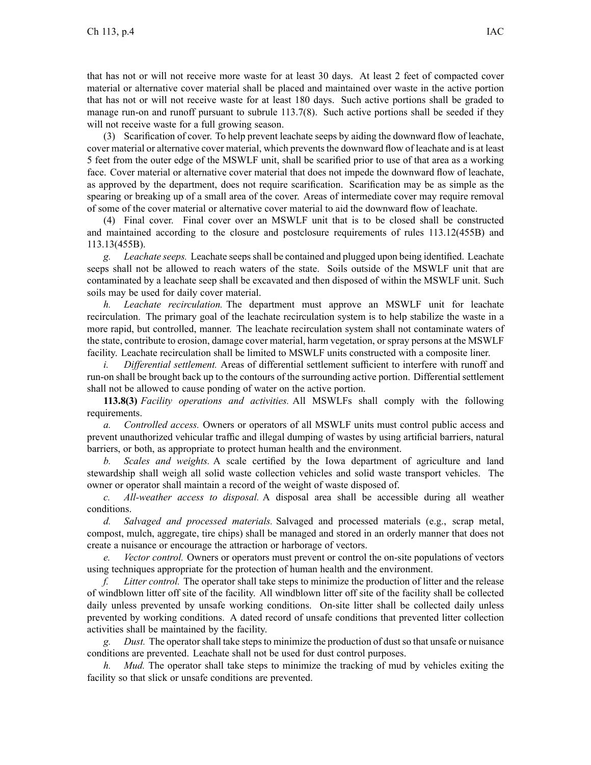that has not or will not receive more waste for at least 30 days. At least 2 feet of compacted cover material or alternative cover material shall be placed and maintained over waste in the active portion that has not or will not receive waste for at least 180 days. Such active portions shall be graded to manage run-on and runoff pursuant to subrule 113.7(8). Such active portions shall be seeded if they will not receive waste for a full growing season.

(3) Scarification of cover. To help prevent leachate seeps by aiding the downward flow of leachate, cover material or alternative cover material, which prevents the downward flow of leachate and is at least 5 feet from the outer edge of the MSWLF unit, shall be scarified prior to use of that area as a working face. Cover material or alternative cover material that does not impede the downward flow of leachate, as approved by the department, does not require scarification. Scarification may be as simple as the spearing or breaking up of a small area of the cover. Areas of intermediate cover may require removal of some of the cover material or alternative cover material to aid the downward flow of leachate.

(4) Final cover. Final cover over an MSWLF unit that is to be closed shall be constructed and maintained according to the closure and postclosure requirements of rules 113.12(455B) and 113.13(455B).

*g. Leachate seeps.* Leachate seeps shall be contained and plugged upon being identified. Leachate seeps shall not be allowed to reach waters of the state. Soils outside of the MSWLF unit that are contaminated by a leachate seep shall be excavated and then disposed of within the MSWLF unit. Such soils may be used for daily cover material.

*h. Leachate recirculation.* The department must approve an MSWLF unit for leachate recirculation. The primary goal of the leachate recirculation system is to help stabilize the waste in a more rapid, but controlled, manner. The leachate recirculation system shall not contaminate waters of the state, contribute to erosion, damage cover material, harm vegetation, or spray persons at the MSWLF facility. Leachate recirculation shall be limited to MSWLF units constructed with a composite liner.

*i. Differential settlement.* Areas of differential settlement sufficient to interfere with runoff and run-on shall be brought back up to the contours of the surrounding active portion. Differential settlement shall not be allowed to cause ponding of water on the active portion.

**113.8(3)** *Facility operations and activities.* All MSWLFs shall comply with the following requirements.

*a. Controlled access.* Owners or operators of all MSWLF units must control public access and prevent unauthorized vehicular traffic and illegal dumping of wastes by using artificial barriers, natural barriers, or both, as appropriate to protect human health and the environment.

*b. Scales and weights.* A scale certified by the Iowa department of agriculture and land stewardship shall weigh all solid waste collection vehicles and solid waste transport vehicles. The owner or operator shall maintain a record of the weight of waste disposed of.

*c. All-weather access to disposal.* A disposal area shall be accessible during all weather conditions.

*d. Salvaged and processed materials.* Salvaged and processed materials (e.g., scrap metal, compost, mulch, aggregate, tire chips) shall be managed and stored in an orderly manner that does not create a nuisance or encourage the attraction or harborage of vectors.

*e. Vector control.* Owners or operators must prevent or control the on-site populations of vectors using techniques appropriate for the protection of human health and the environment.

*f. Litter control.* The operator shall take steps to minimize the production of litter and the release of windblown litter off site of the facility. All windblown litter off site of the facility shall be collected daily unless prevented by unsafe working conditions. On-site litter shall be collected daily unless prevented by working conditions. A dated record of unsafe conditions that prevented litter collection activities shall be maintained by the facility.

*g. Dust.* The operator shall take steps to minimize the production of dust so that unsafe or nuisance conditions are prevented. Leachate shall not be used for dust control purposes.

*h. Mud.* The operator shall take steps to minimize the tracking of mud by vehicles exiting the facility so that slick or unsafe conditions are prevented.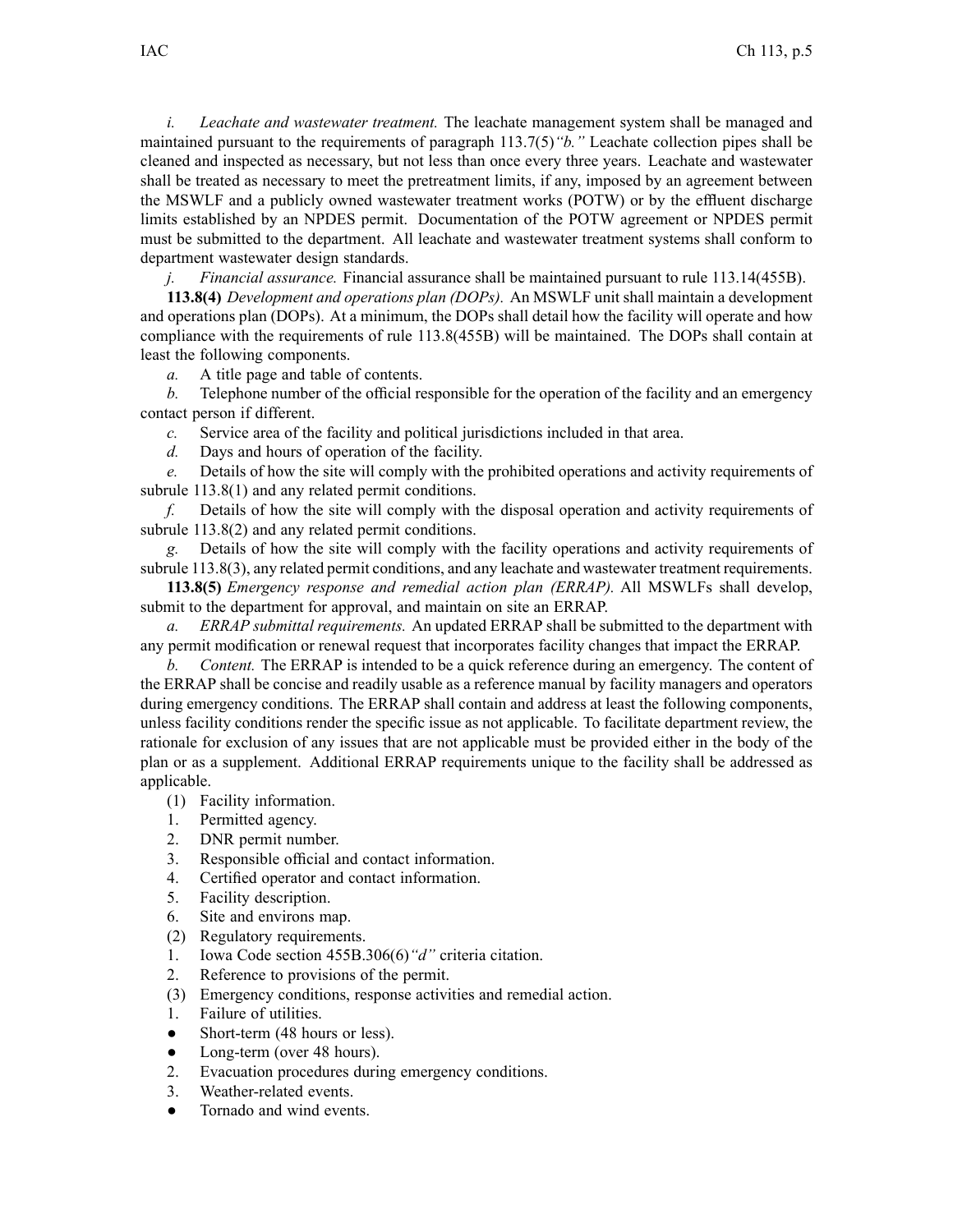*i. Leachate and wastewater treatment.* The leachate management system shall be managed and maintained pursuant to the requirements of paragraph 113.7(5)*"b."* Leachate collection pipes shall be cleaned and inspected as necessary, but not less than once every three years. Leachate and wastewater shall be treated as necessary to meet the pretreatment limits, if any, imposed by an agreement between the MSWLF and a publicly owned wastewater treatment works (POTW) or by the effluent discharge limits established by an NPDES permit. Documentation of the POTW agreement or NPDES permit must be submitted to the department. All leachate and wastewater treatment systems shall conform to department wastewater design standards.

*j. Financial assurance.* Financial assurance shall be maintained pursuant to rule 113.14(455B).

**113.8(4)** *Development and operations plan (DOPs).* An MSWLF unit shall maintain a development and operations plan (DOPs). At a minimum, the DOPs shall detail how the facility will operate and how compliance with the requirements of rule 113.8(455B) will be maintained. The DOPs shall contain at least the following components.

*a.* A title page and table of contents.

*b.* Telephone number of the official responsible for the operation of the facility and an emergency contact person if different.

*c.* Service area of the facility and political jurisdictions included in that area.

*d.* Days and hours of operation of the facility.

*e.* Details of how the site will comply with the prohibited operations and activity requirements of subrule 113.8(1) and any related permit conditions.

*f.* Details of how the site will comply with the disposal operation and activity requirements of subrule 113.8(2) and any related permit conditions.

*g.* Details of how the site will comply with the facility operations and activity requirements of subrule 113.8(3), any related permit conditions, and any leachate and wastewater treatment requirements.

**113.8(5)** *Emergency response and remedial action plan (ERRAP).* All MSWLFs shall develop, submit to the department for approval, and maintain on site an ERRAP.

*a. ERRAP submittal requirements.* An updated ERRAP shall be submitted to the department with any permit modification or renewal request that incorporates facility changes that impact the ERRAP.

*b. Content.* The ERRAP is intended to be a quick reference during an emergency. The content of the ERRAP shall be concise and readily usable as a reference manual by facility managers and operators during emergency conditions. The ERRAP shall contain and address at least the following components, unless facility conditions render the specific issue as not applicable. To facilitate department review, the rationale for exclusion of any issues that are not applicable must be provided either in the body of the plan or as a supplement. Additional ERRAP requirements unique to the facility shall be addressed as applicable.

(1) Facility information.

1. Permitted agency.
2. DNR permit number.
3. Responsible official and contact information.
4. Certified operator and contact information.
5. Facility description.
6. Site and environs map.

(2) Regulatory requirements.

1. Iowa Code section 455B.306(6)*"d"* criteria citation.
2. Reference to provisions of the permit.

(3) Emergency conditions, response activities and remedial action.

1. Failure of utilities.
   - Short-term (48 hours or less).
   - Long-term (over 48 hours).
2. Evacuation procedures during emergency conditions.
3. Weather-related events.
   - Tornado and wind events.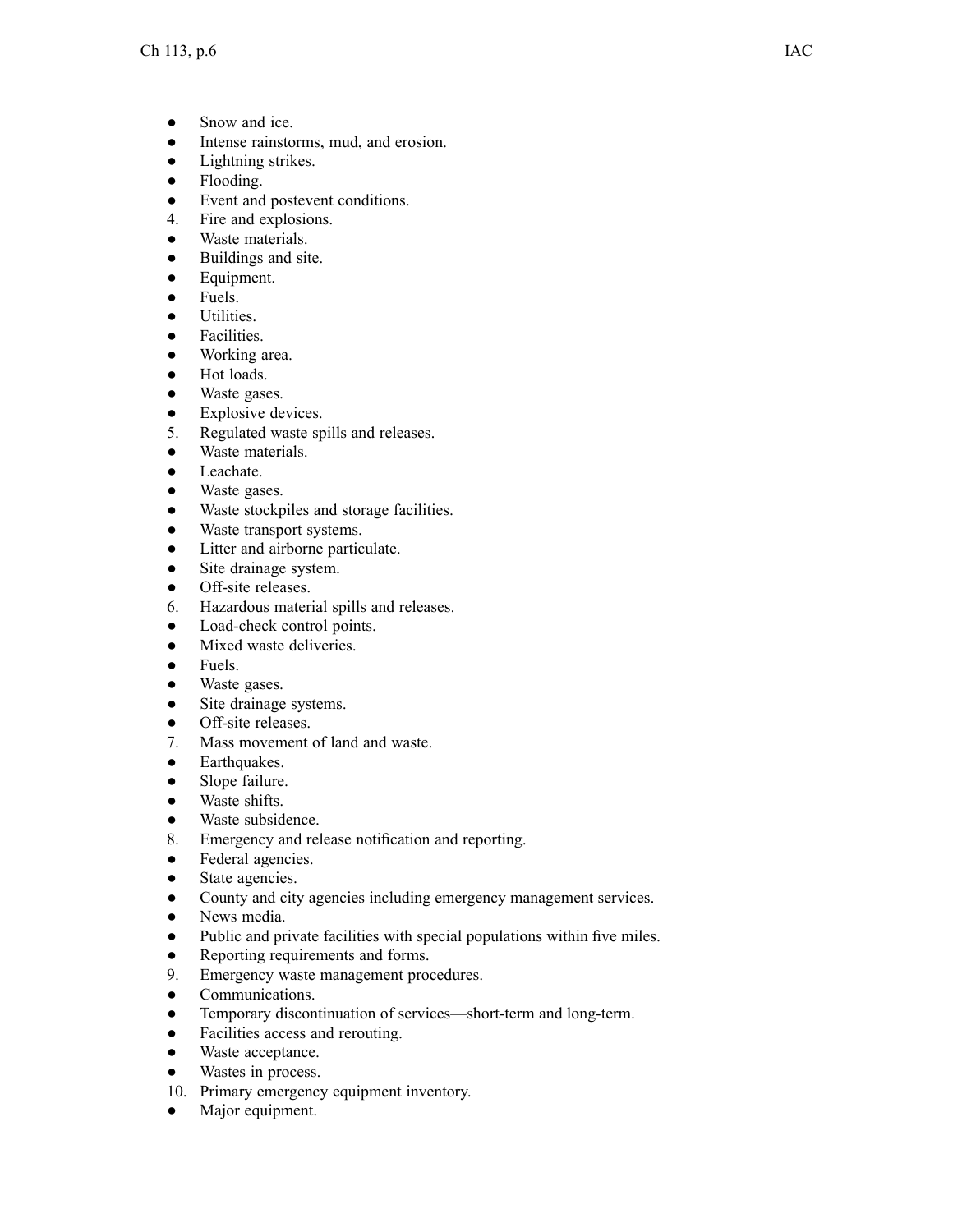- Snow and ice.
- Intense rainstorms, mud, and erosion.
- Lightning strikes.
- Flooding.
- Event and postevent conditions.

4. Fire and explosions.
- Waste materials.
- Buildings and site.
- Equipment.
- Fuels.
- Utilities.
- Facilities.
- Working area.
- Hot loads.
- Waste gases.
- Explosive devices.

5. Regulated waste spills and releases.
- Waste materials.
- Leachate.
- Waste gases.
- Waste stockpiles and storage facilities.
- Waste transport systems.
- Litter and airborne particulate.
- Site drainage system.
- Off-site releases.

6. Hazardous material spills and releases.
- Load-check control points.
- Mixed waste deliveries.
- Fuels.
- Waste gases.
- Site drainage systems.
- Off-site releases.

7. Mass movement of land and waste.
- Earthquakes.
- Slope failure.
- Waste shifts.
- Waste subsidence.

8. Emergency and release notification and reporting.
- Federal agencies.
- State agencies.
- County and city agencies including emergency management services.
- News media.
- Public and private facilities with special populations within five miles.
- Reporting requirements and forms.

9. Emergency waste management procedures.
- Communications.
- Temporary discontinuation of services—short-term and long-term.
- Facilities access and rerouting.
- Waste acceptance.
- Wastes in process.

10. Primary emergency equipment inventory.
- Major equipment.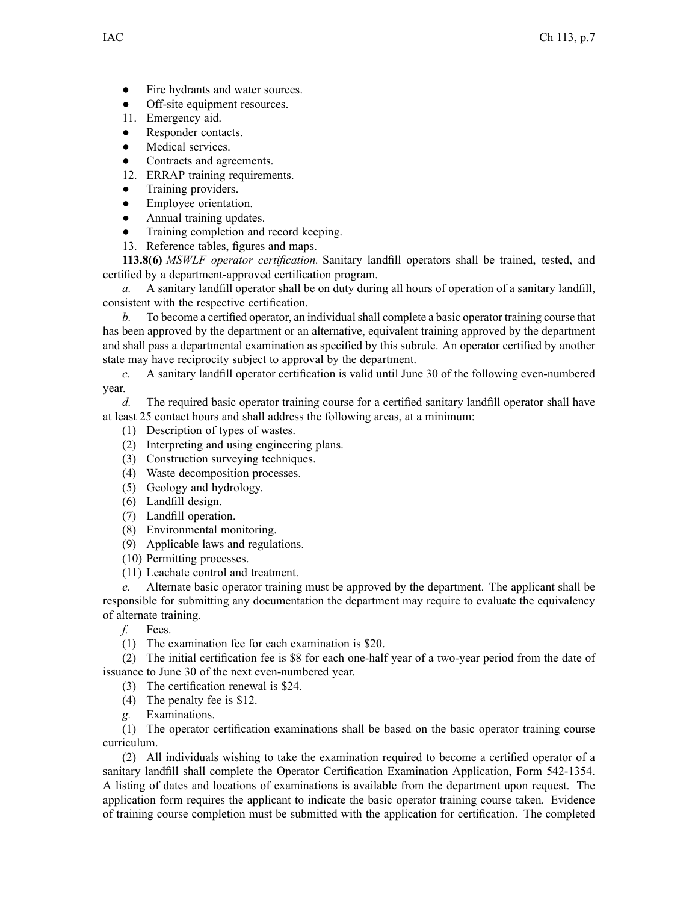- Fire hydrants and water sources.
- Off-site equipment resources.

11. Emergency aid.

- Responder contacts.
- Medical services.
- Contracts and agreements.

12. ERRAP training requirements.

- Training providers.
- Employee orientation.
- Annual training updates.
- Training completion and record keeping.

13. Reference tables, figures and maps.

**113.8(6)** *MSWLF operator certification.* Sanitary landfill operators shall be trained, tested, and certified by a department-approved certification program.

*a.* A sanitary landfill operator shall be on duty during all hours of operation of a sanitary landfill, consistent with the respective certification.

*b.* To become a certified operator, an individual shall complete a basic operator training course that has been approved by the department or an alternative, equivalent training approved by the department and shall pass a departmental examination as specified by this subrule. An operator certified by another state may have reciprocity subject to approval by the department.

*c.* A sanitary landfill operator certification is valid until June 30 of the following even-numbered year.

*d.* The required basic operator training course for a certified sanitary landfill operator shall have at least 25 contact hours and shall address the following areas, at a minimum:

(1) Description of types of wastes.

(2) Interpreting and using engineering plans.

(3) Construction surveying techniques.

(4) Waste decomposition processes.

(5) Geology and hydrology.

(6) Landfill design.

(7) Landfill operation.

(8) Environmental monitoring.

(9) Applicable laws and regulations.

(10) Permitting processes.

(11) Leachate control and treatment.

*e.* Alternate basic operator training must be approved by the department. The applicant shall be responsible for submitting any documentation the department may require to evaluate the equivalency of alternate training.

*f.* Fees.

(1) The examination fee for each examination is $20.

(2) The initial certification fee is $8 for each one-half year of a two-year period from the date of issuance to June 30 of the next even-numbered year.

(3) The certification renewal is $24.

(4) The penalty fee is $12.

*g.* Examinations.

(1) The operator certification examinations shall be based on the basic operator training course curriculum.

(2) All individuals wishing to take the examination required to become a certified operator of a sanitary landfill shall complete the Operator Certification Examination Application, Form 542-1354. A listing of dates and locations of examinations is available from the department upon request. The application form requires the applicant to indicate the basic operator training course taken. Evidence of training course completion must be submitted with the application for certification. The completed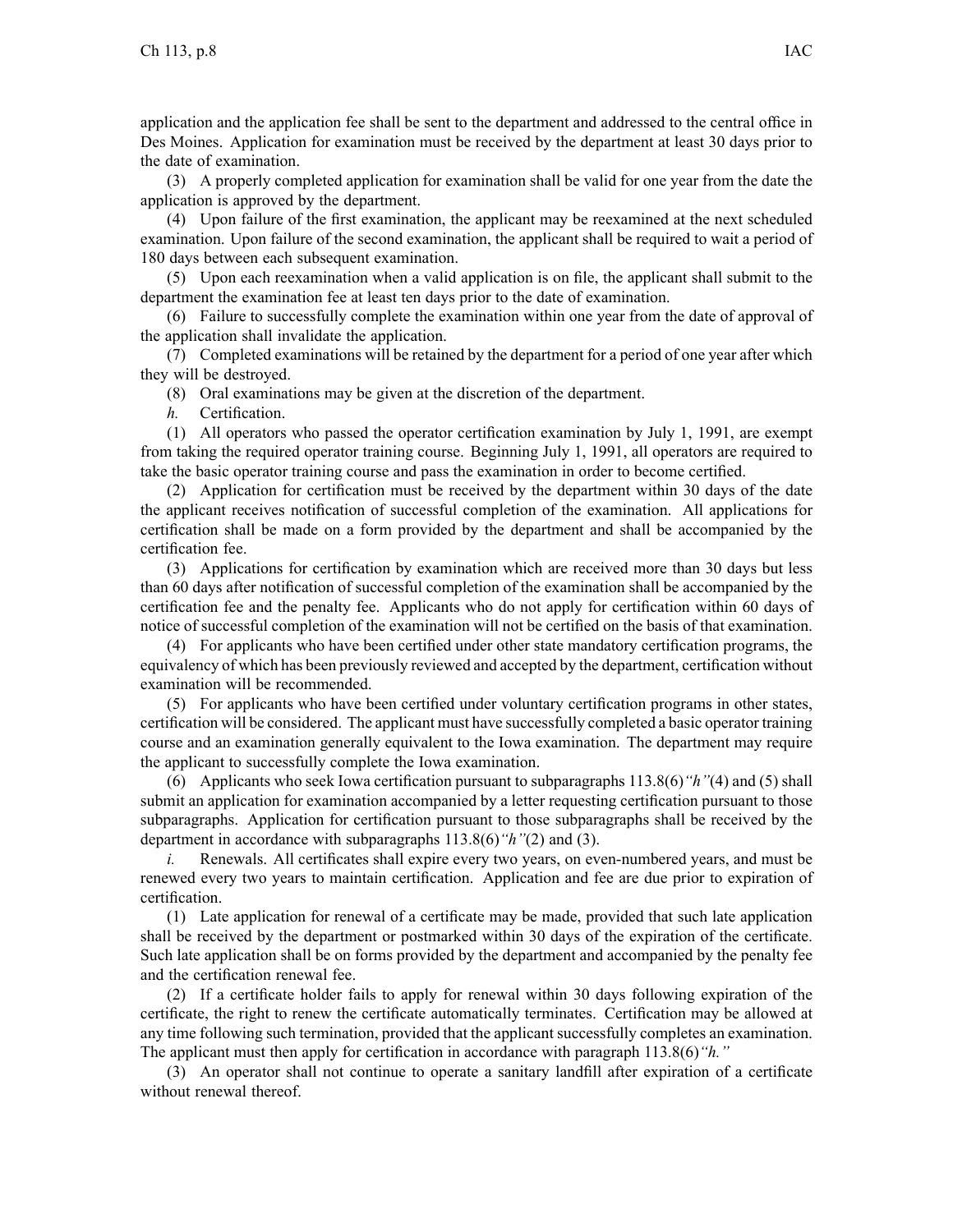application and the application fee shall be sent to the department and addressed to the central office in Des Moines. Application for examination must be received by the department at least 30 days prior to the date of examination.

(3) A properly completed application for examination shall be valid for one year from the date the application is approved by the department.

(4) Upon failure of the first examination, the applicant may be reexamined at the next scheduled examination. Upon failure of the second examination, the applicant shall be required to wait a period of 180 days between each subsequent examination.

(5) Upon each reexamination when a valid application is on file, the applicant shall submit to the department the examination fee at least ten days prior to the date of examination.

(6) Failure to successfully complete the examination within one year from the date of approval of the application shall invalidate the application.

(7) Completed examinations will be retained by the department for a period of one year after which they will be destroyed.

(8) Oral examinations may be given at the discretion of the department.

*h.* Certification.

(1) All operators who passed the operator certification examination by July 1, 1991, are exempt from taking the required operator training course. Beginning July 1, 1991, all operators are required to take the basic operator training course and pass the examination in order to become certified.

(2) Application for certification must be received by the department within 30 days of the date the applicant receives notification of successful completion of the examination. All applications for certification shall be made on a form provided by the department and shall be accompanied by the certification fee.

(3) Applications for certification by examination which are received more than 30 days but less than 60 days after notification of successful completion of the examination shall be accompanied by the certification fee and the penalty fee. Applicants who do not apply for certification within 60 days of notice of successful completion of the examination will not be certified on the basis of that examination.

(4) For applicants who have been certified under other state mandatory certification programs, the equivalency of which has been previously reviewed and accepted by the department, certification without examination will be recommended.

(5) For applicants who have been certified under voluntary certification programs in other states, certification will be considered. The applicant must have successfully completed a basic operator training course and an examination generally equivalent to the Iowa examination. The department may require the applicant to successfully complete the Iowa examination.

(6) Applicants who seek Iowa certification pursuant to subparagraphs 113.8(6)*"h"*(4) and (5) shall submit an application for examination accompanied by a letter requesting certification pursuant to those subparagraphs. Application for certification pursuant to those subparagraphs shall be received by the department in accordance with subparagraphs 113.8(6)*"h"*(2) and (3).

*i.* Renewals. All certificates shall expire every two years, on even-numbered years, and must be renewed every two years to maintain certification. Application and fee are due prior to expiration of certification.

(1) Late application for renewal of a certificate may be made, provided that such late application shall be received by the department or postmarked within 30 days of the expiration of the certificate. Such late application shall be on forms provided by the department and accompanied by the penalty fee and the certification renewal fee.

(2) If a certificate holder fails to apply for renewal within 30 days following expiration of the certificate, the right to renew the certificate automatically terminates. Certification may be allowed at any time following such termination, provided that the applicant successfully completes an examination. The applicant must then apply for certification in accordance with paragraph 113.8(6)*"h."*

(3) An operator shall not continue to operate a sanitary landfill after expiration of a certificate without renewal thereof.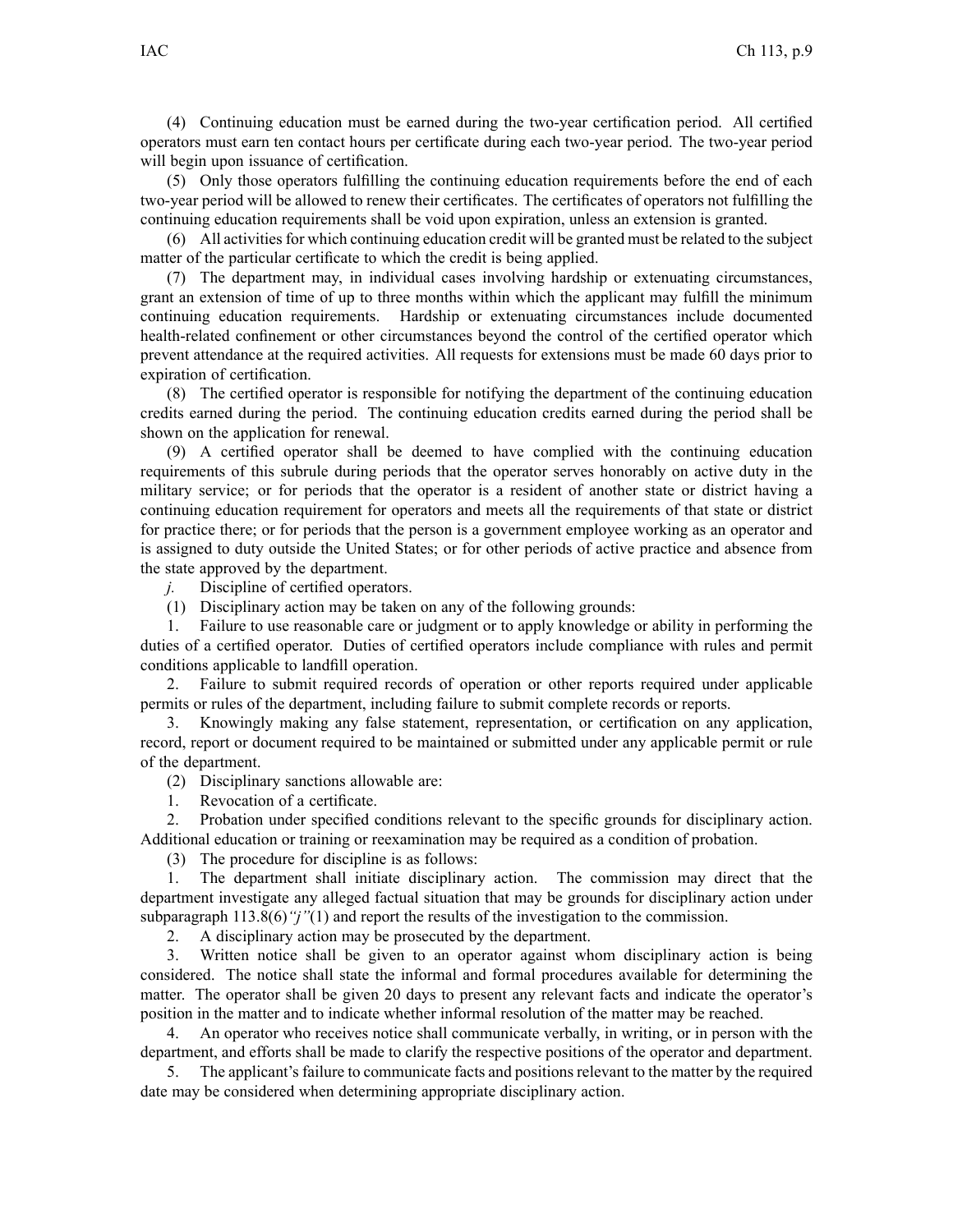(4) Continuing education must be earned during the two-year certification period. All certified operators must earn ten contact hours per certificate during each two-year period. The two-year period will begin upon issuance of certification.

(5) Only those operators fulfilling the continuing education requirements before the end of each two-year period will be allowed to renew their certificates. The certificates of operators not fulfilling the continuing education requirements shall be void upon expiration, unless an extension is granted.

(6) All activities for which continuing education credit will be granted must be related to the subject matter of the particular certificate to which the credit is being applied.

(7) The department may, in individual cases involving hardship or extenuating circumstances, grant an extension of time of up to three months within which the applicant may fulfill the minimum continuing education requirements. Hardship or extenuating circumstances include documented health-related confinement or other circumstances beyond the control of the certified operator which prevent attendance at the required activities. All requests for extensions must be made 60 days prior to expiration of certification.

(8) The certified operator is responsible for notifying the department of the continuing education credits earned during the period. The continuing education credits earned during the period shall be shown on the application for renewal.

(9) A certified operator shall be deemed to have complied with the continuing education requirements of this subrule during periods that the operator serves honorably on active duty in the military service; or for periods that the operator is a resident of another state or district having a continuing education requirement for operators and meets all the requirements of that state or district for practice there; or for periods that the person is a government employee working as an operator and is assigned to duty outside the United States; or for other periods of active practice and absence from the state approved by the department.

*j.* Discipline of certified operators.

(1) Disciplinary action may be taken on any of the following grounds:

1. Failure to use reasonable care or judgment or to apply knowledge or ability in performing the duties of a certified operator. Duties of certified operators include compliance with rules and permit conditions applicable to landfill operation.

2. Failure to submit required records of operation or other reports required under applicable permits or rules of the department, including failure to submit complete records or reports.

3. Knowingly making any false statement, representation, or certification on any application, record, report or document required to be maintained or submitted under any applicable permit or rule of the department.

(2) Disciplinary sanctions allowable are:

1. Revocation of a certificate.

2. Probation under specified conditions relevant to the specific grounds for disciplinary action. Additional education or training or reexamination may be required as a condition of probation.

(3) The procedure for discipline is as follows:

1. The department shall initiate disciplinary action. The commission may direct that the department investigate any alleged factual situation that may be grounds for disciplinary action under subparagraph 113.8(6)*"j"*(1) and report the results of the investigation to the commission.

2. A disciplinary action may be prosecuted by the department.

3. Written notice shall be given to an operator against whom disciplinary action is being considered. The notice shall state the informal and formal procedures available for determining the matter. The operator shall be given 20 days to present any relevant facts and indicate the operator's position in the matter and to indicate whether informal resolution of the matter may be reached.

4. An operator who receives notice shall communicate verbally, in writing, or in person with the department, and efforts shall be made to clarify the respective positions of the operator and department.

5. The applicant's failure to communicate facts and positions relevant to the matter by the required date may be considered when determining appropriate disciplinary action.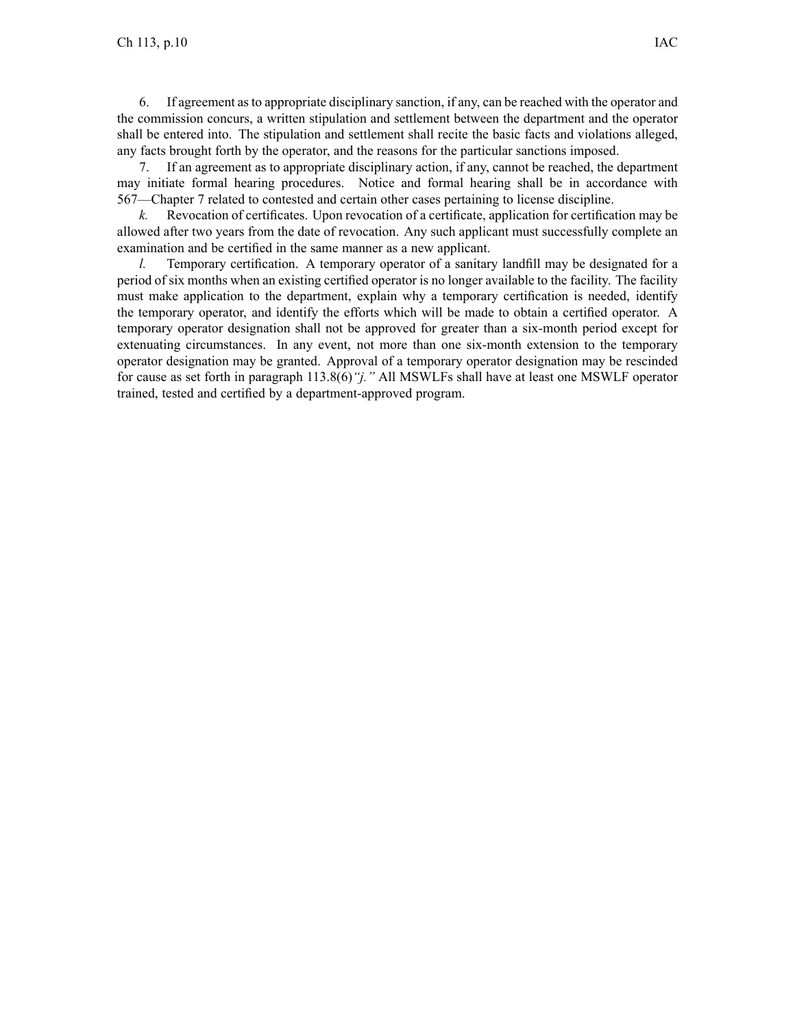6. If agreement as to appropriate disciplinary sanction, if any, can be reached with the operator and the commission concurs, a written stipulation and settlement between the department and the operator shall be entered into. The stipulation and settlement shall recite the basic facts and violations alleged, any facts brought forth by the operator, and the reasons for the particular sanctions imposed.

7. If an agreement as to appropriate disciplinary action, if any, cannot be reached, the department may initiate formal hearing procedures. Notice and formal hearing shall be in accordance with 567—Chapter 7 related to contested and certain other cases pertaining to license discipline.

*k.* Revocation of certificates. Upon revocation of a certificate, application for certification may be allowed after two years from the date of revocation. Any such applicant must successfully complete an examination and be certified in the same manner as a new applicant.

*l.* Temporary certification. A temporary operator of a sanitary landfill may be designated for a period of six months when an existing certified operator is no longer available to the facility. The facility must make application to the department, explain why a temporary certification is needed, identify the temporary operator, and identify the efforts which will be made to obtain a certified operator. A temporary operator designation shall not be approved for greater than a six-month period except for extenuating circumstances. In any event, not more than one six-month extension to the temporary operator designation may be granted. Approval of a temporary operator designation may be rescinded for cause as set forth in paragraph 113.8(6)*"j."* All MSWLFs shall have at least one MSWLF operator trained, tested and certified by a department-approved program.